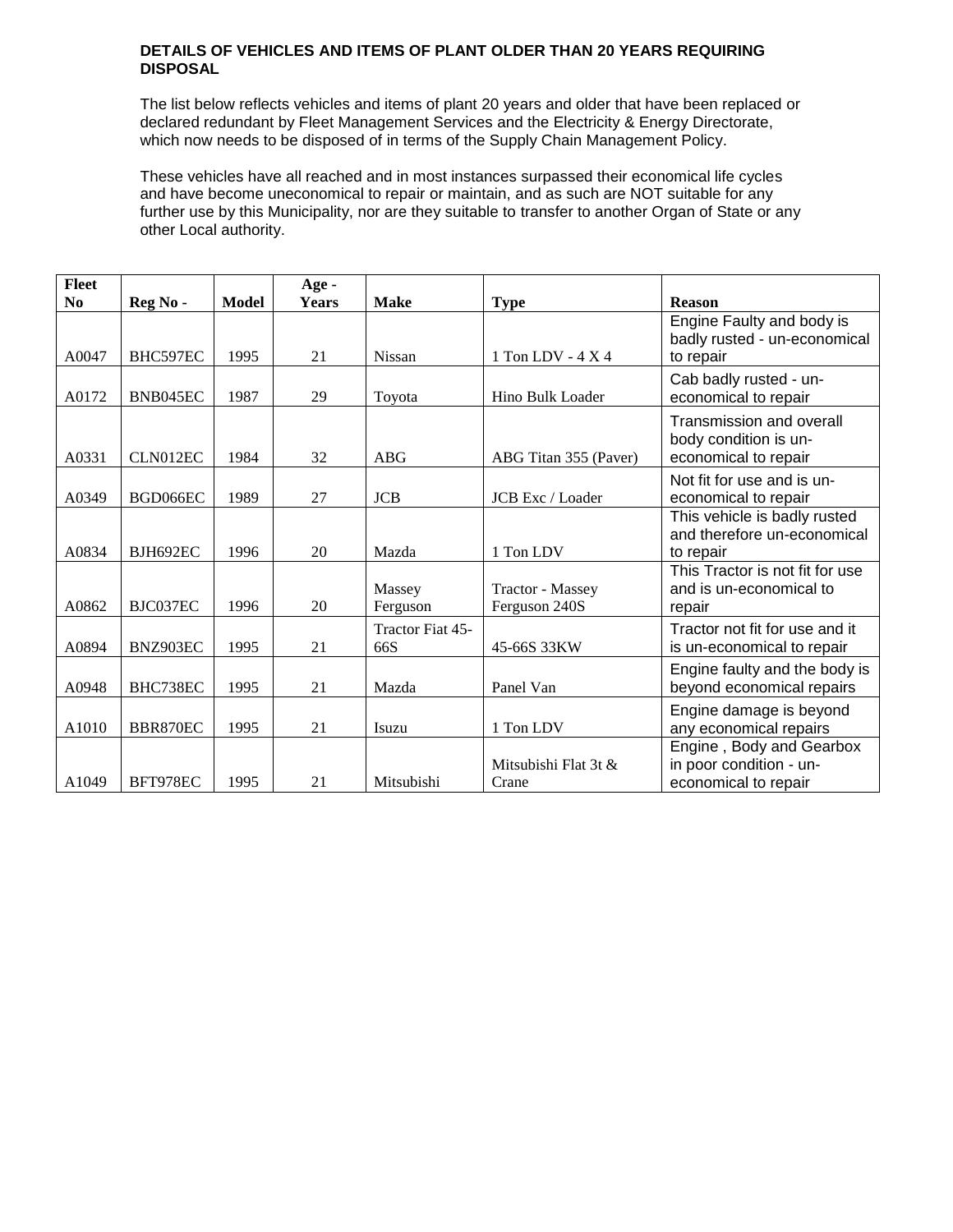**DETAILS OF VEHICLES AND ITEMS OF PLANT OLDER THAN 20 YEARS REQUIRING DISPOSAL**

The list below reflects vehicles and items of plant 20 years and older that have been replaced or declared redundant by Fleet Management Services and the Electricity & Energy Directorate, which now needs to be disposed of in terms of the Supply Chain Management Policy.

These vehicles have all reached and in most instances surpassed their economical life cycles and have become uneconomical to repair or maintain, and as such are NOT suitable for any further use by this Municipality, nor are they suitable to transfer to another Organ of State or any other Local authority.

| Fleet No | Reg No - | Model | Age - Years | Make | Type | Reason |
|---|---|---|---|---|---|---|
| A0047 | BHC597EC | 1995 | 21 | Nissan | 1 Ton LDV - 4 X 4 | Engine Faulty and body is badly rusted - un-economical to repair |
| A0172 | BNB045EC | 1987 | 29 | Toyota | Hino Bulk Loader | Cab badly rusted - un-economical to repair |
| A0331 | CLN012EC | 1984 | 32 | ABG | ABG Titan 355 (Paver) | Transmission and overall body condition is un-economical to repair |
| A0349 | BGD066EC | 1989 | 27 | JCB | JCB Exc / Loader | Not fit for use and is un-economical to repair |
| A0834 | BJH692EC | 1996 | 20 | Mazda | 1 Ton LDV | This vehicle is badly rusted and therefore un-economical to repair |
| A0862 | BJC037EC | 1996 | 20 | Massey Ferguson | Tractor - Massey Ferguson 240S | This Tractor is not fit for use and is un-economical to repair |
| A0894 | BNZ903EC | 1995 | 21 | Tractor Fiat 45-66S | 45-66S 33KW | Tractor not fit for use and it is un-economical to repair |
| A0948 | BHC738EC | 1995 | 21 | Mazda | Panel Van | Engine faulty and the body is beyond economical repairs |
| A1010 | BBR870EC | 1995 | 21 | Isuzu | 1 Ton LDV | Engine damage is beyond any economical repairs |
| A1049 | BFT978EC | 1995 | 21 | Mitsubishi | Mitsubishi Flat 3t & Crane | Engine , Body and Gearbox in poor condition - un-economical to repair |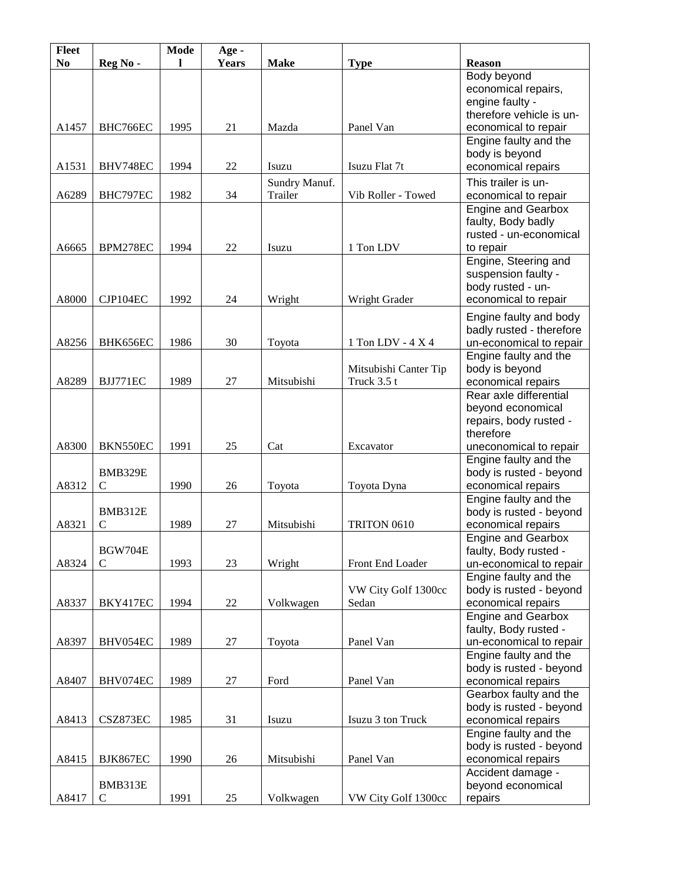| Fleet No | Reg No - | Model | Age - Years | Make | Type | Reason |
|---|---|---|---|---|---|---|
| A1457 | BHC766EC | 1995 | 21 | Mazda | Panel Van | Body beyond economical repairs, engine faulty - therefore vehicle is un-economical to repair |
| A1531 | BHV748EC | 1994 | 22 | Isuzu | Isuzu Flat 7t | Engine faulty and the body is beyond economical repairs |
| A6289 | BHC797EC | 1982 | 34 | Sundry Manuf. Trailer | Vib Roller - Towed | This trailer is un-economical to repair |
| A6665 | BPM278EC | 1994 | 22 | Isuzu | 1 Ton LDV | Engine and Gearbox faulty, Body badly rusted - un-economical to repair |
| A8000 | CJP104EC | 1992 | 24 | Wright | Wright Grader | Engine, Steering and suspension faulty - body rusted - un-economical to repair |
| A8256 | BHK656EC | 1986 | 30 | Toyota | 1 Ton LDV - 4 X 4 | Engine faulty and body badly rusted - therefore un-economical to repair |
| A8289 | BJJ771EC | 1989 | 27 | Mitsubishi | Mitsubishi Canter Tip Truck 3.5 t | Engine faulty and the body is beyond economical repairs |
| A8300 | BKN550EC | 1991 | 25 | Cat | Excavator | Rear axle differential beyond economical repairs, body rusted - therefore uneconomical to repair |
| A8312 | BMB329EC | 1990 | 26 | Toyota | Toyota Dyna | Engine faulty and the body is rusted - beyond economical repairs |
| A8321 | BMB312EC | 1989 | 27 | Mitsubishi | TRITON 0610 | Engine faulty and the body is rusted - beyond economical repairs |
| A8324 | BGW704EC | 1993 | 23 | Wright | Front End Loader | Engine and Gearbox faulty, Body rusted - un-economical to repair |
| A8337 | BKY417EC | 1994 | 22 | Volkwagen | VW City Golf 1300cc Sedan | Engine faulty and the body is rusted - beyond economical repairs |
| A8397 | BHV054EC | 1989 | 27 | Toyota | Panel Van | Engine and Gearbox faulty, Body rusted - un-economical to repair |
| A8407 | BHV074EC | 1989 | 27 | Ford | Panel Van | Engine faulty and the body is rusted - beyond economical repairs |
| A8413 | CSZ873EC | 1985 | 31 | Isuzu | Isuzu 3 ton Truck | Gearbox faulty and the body is rusted - beyond economical repairs |
| A8415 | BJK867EC | 1990 | 26 | Mitsubishi | Panel Van | Engine faulty and the body is rusted - beyond economical repairs |
| A8417 | BMB313EC | 1991 | 25 | Volkwagen | VW City Golf 1300cc | Accident damage - beyond economical repairs |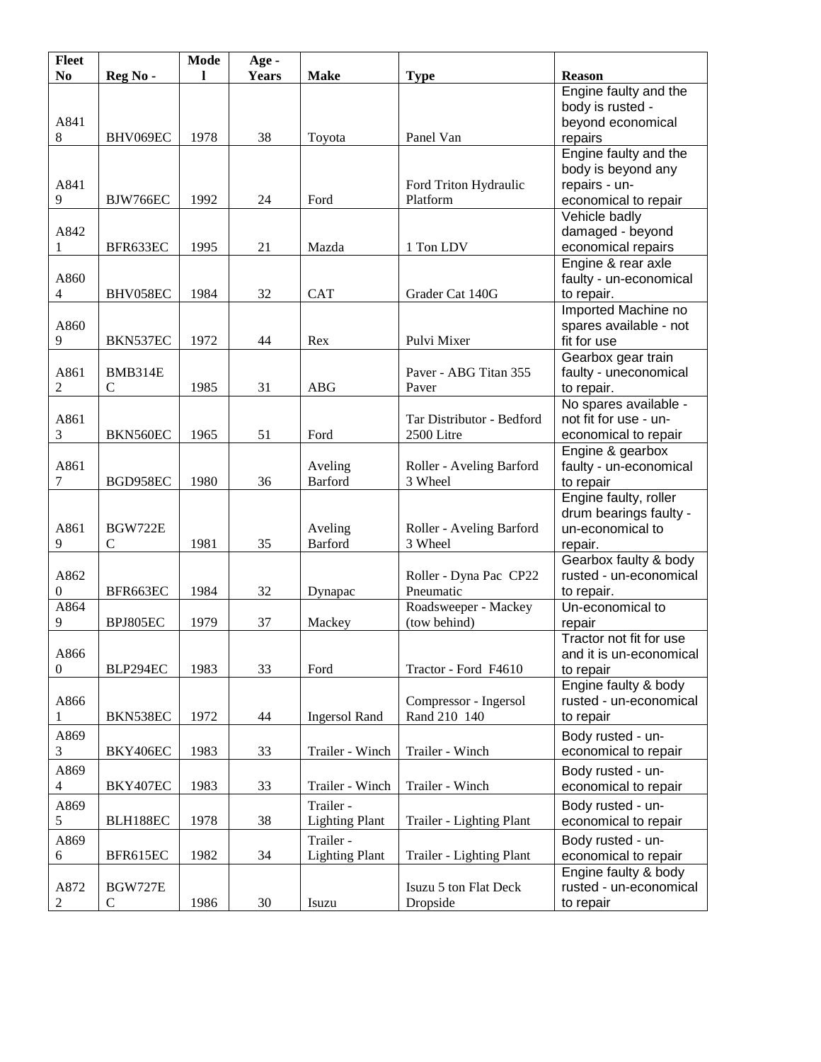| Fleet No | Reg No - | Model | Age - Years | Make | Type | Reason |
|---|---|---|---|---|---|---|
| A8418 | BHV069EC | 1978 | 38 | Toyota | Panel Van | Engine faulty and the body is rusted - beyond economical repairs |
| A8419 | BJW766EC | 1992 | 24 | Ford | Ford Triton Hydraulic Platform | Engine faulty and the body is beyond any repairs - un-economical to repair |
| A8421 | BFR633EC | 1995 | 21 | Mazda | 1 Ton LDV | Vehicle badly damaged - beyond economical repairs |
| A8604 | BHV058EC | 1984 | 32 | CAT | Grader Cat 140G | Engine & rear axle faulty - un-economical to repair. |
| A8609 | BKN537EC | 1972 | 44 | Rex | Pulvi Mixer | Imported Machine no spares available - not fit for use |
| A8612 | BMB314EC | 1985 | 31 | ABG | Paver - ABG Titan 355 Paver | Gearbox gear train faulty - uneconomical to repair. |
| A8613 | BKN560EC | 1965 | 51 | Ford | Tar Distributor - Bedford 2500 Litre | No spares available - not fit for use - un-economical to repair |
| A8617 | BGD958EC | 1980 | 36 | Aveling Barford | Roller - Aveling Barford 3 Wheel | Engine & gearbox faulty - un-economical to repair |
| A8619 | BGW722EC | 1981 | 35 | Aveling Barford | Roller - Aveling Barford 3 Wheel | Engine faulty, roller drum bearings faulty - un-economical to repair. |
| A8620 | BFR663EC | 1984 | 32 | Dynapac | Roller - Dyna Pac CP22 Pneumatic | Gearbox faulty & body rusted - un-economical to repair. |
| A8649 | BPJ805EC | 1979 | 37 | Mackey | Roadsweeper - Mackey (tow behind) | Un-economical to repair |
| A8660 | BLP294EC | 1983 | 33 | Ford | Tractor - Ford F4610 | Tractor not fit for use and it is un-economical to repair |
| A8661 | BKN538EC | 1972 | 44 | Ingersol Rand | Compressor - Ingersol Rand 210 140 | Engine faulty & body rusted - un-economical to repair |
| A8693 | BKY406EC | 1983 | 33 | Trailer - Winch | Trailer - Winch | Body rusted - un-economical to repair |
| A8694 | BKY407EC | 1983 | 33 | Trailer - Winch | Trailer - Winch | Body rusted - un-economical to repair |
| A8695 | BLH188EC | 1978 | 38 | Trailer - Lighting Plant | Trailer - Lighting Plant | Body rusted - un-economical to repair |
| A8696 | BFR615EC | 1982 | 34 | Trailer - Lighting Plant | Trailer - Lighting Plant | Body rusted - un-economical to repair |
| A8722 | BGW727EC | 1986 | 30 | Isuzu | Isuzu 5 ton Flat Deck Dropside | Engine faulty & body rusted - un-economical to repair |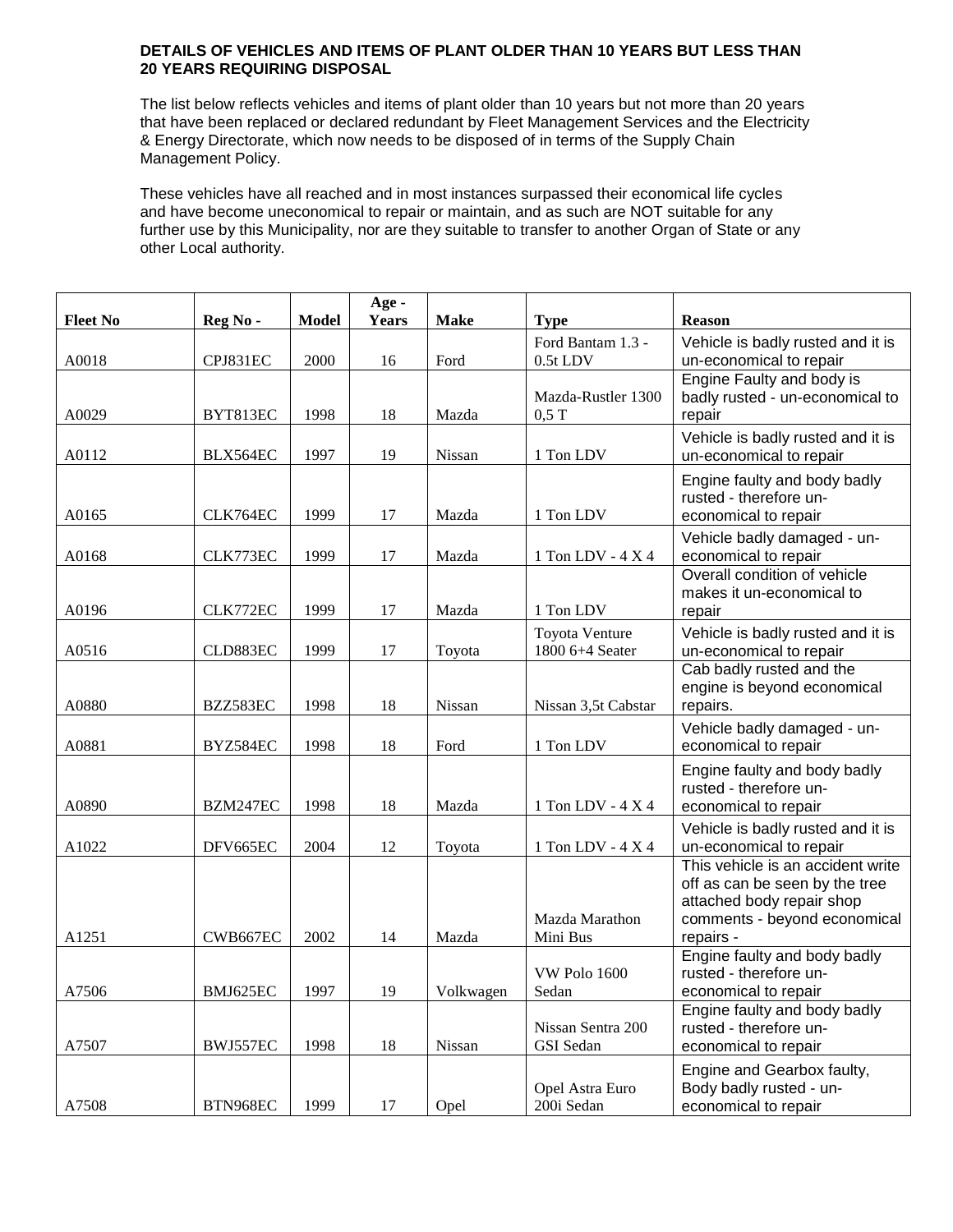**DETAILS OF VEHICLES AND ITEMS OF PLANT OLDER THAN 10 YEARS BUT LESS THAN 20 YEARS REQUIRING DISPOSAL**

The list below reflects vehicles and items of plant older than 10 years but not more than 20 years that have been replaced or declared redundant by Fleet Management Services and the Electricity & Energy Directorate, which now needs to be disposed of in terms of the Supply Chain Management Policy.

These vehicles have all reached and in most instances surpassed their economical life cycles and have become uneconomical to repair or maintain, and as such are NOT suitable for any further use by this Municipality, nor are they suitable to transfer to another Organ of State or any other Local authority.

| Fleet No | Reg No - | Model | Age - Years | Make | Type | Reason |
|---|---|---|---|---|---|---|
| A0018 | CPJ831EC | 2000 | 16 | Ford | Ford Bantam 1.3 - 0.5t LDV | Vehicle is badly rusted and it is un-economical to repair |
| A0029 | BYT813EC | 1998 | 18 | Mazda | Mazda-Rustler 1300 0,5 T | Engine Faulty and body is badly rusted - un-economical to repair |
| A0112 | BLX564EC | 1997 | 19 | Nissan | 1 Ton LDV | Vehicle is badly rusted and it is un-economical to repair |
| A0165 | CLK764EC | 1999 | 17 | Mazda | 1 Ton LDV | Engine faulty and body badly rusted - therefore un-economical to repair |
| A0168 | CLK773EC | 1999 | 17 | Mazda | 1 Ton LDV - 4 X 4 | Vehicle badly damaged - un-economical to repair |
| A0196 | CLK772EC | 1999 | 17 | Mazda | 1 Ton LDV | Overall condition of vehicle makes it un-economical to repair |
| A0516 | CLD883EC | 1999 | 17 | Toyota | Toyota Venture 1800 6+4 Seater | Vehicle is badly rusted and it is un-economical to repair |
| A0880 | BZZ583EC | 1998 | 18 | Nissan | Nissan 3,5t Cabstar | Cab badly rusted and the engine is beyond economical repairs. |
| A0881 | BYZ584EC | 1998 | 18 | Ford | 1 Ton LDV | Vehicle badly damaged - un-economical to repair |
| A0890 | BZM247EC | 1998 | 18 | Mazda | 1 Ton LDV - 4 X 4 | Engine faulty and body badly rusted - therefore un-economical to repair |
| A1022 | DFV665EC | 2004 | 12 | Toyota | 1 Ton LDV - 4 X 4 | Vehicle is badly rusted and it is un-economical to repair |
| A1251 | CWB667EC | 2002 | 14 | Mazda | Mazda Marathon Mini Bus | This vehicle is an accident write off as can be seen by the tree attached body repair shop comments - beyond economical repairs - |
| A7506 | BMJ625EC | 1997 | 19 | Volkwagen | VW Polo 1600 Sedan | Engine faulty and body badly rusted - therefore un-economical to repair |
| A7507 | BWJ557EC | 1998 | 18 | Nissan | Nissan Sentra 200 GSI Sedan | Engine faulty and body badly rusted - therefore un-economical to repair |
| A7508 | BTN968EC | 1999 | 17 | Opel | Opel Astra Euro 200i Sedan | Engine and Gearbox faulty, Body badly rusted - un-economical to repair |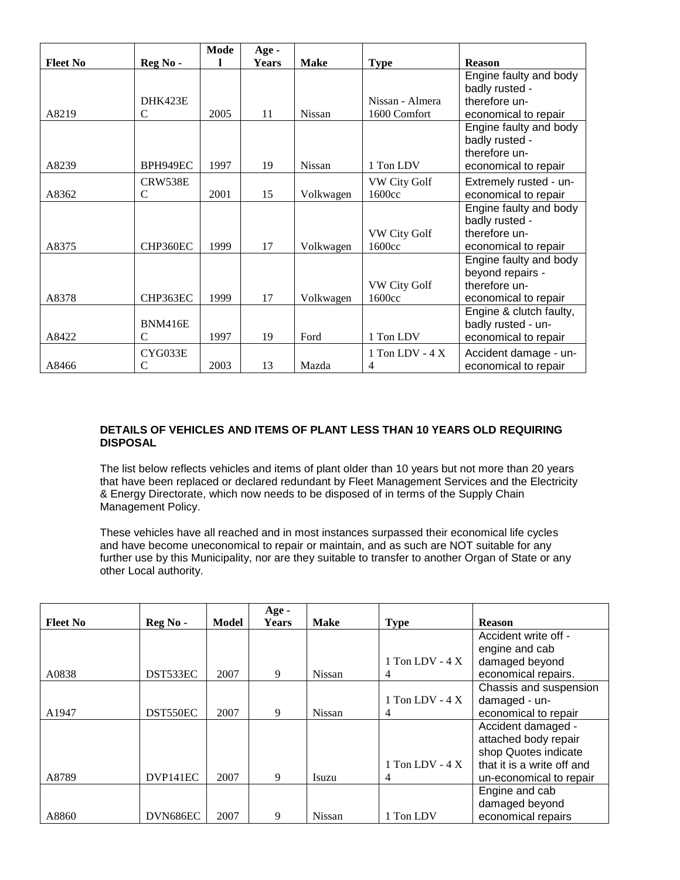| Fleet No | Reg No - | Model | Age - Years | Make | Type | Reason |
|---|---|---|---|---|---|---|
| A8219 | DHK423EC | 2005 | 11 | Nissan | Nissan - Almera 1600 Comfort | Engine faulty and body badly rusted - therefore un-economical to repair |
| A8239 | BPH949EC | 1997 | 19 | Nissan | 1 Ton LDV | Engine faulty and body badly rusted - therefore un-economical to repair |
| A8362 | CRW538EC | 2001 | 15 | Volkwagen | VW City Golf 1600cc | Extremely rusted - un-economical to repair |
| A8375 | CHP360EC | 1999 | 17 | Volkwagen | VW City Golf 1600cc | Engine faulty and body badly rusted - therefore un-economical to repair |
| A8378 | CHP363EC | 1999 | 17 | Volkwagen | VW City Golf 1600cc | Engine faulty and body beyond repairs - therefore un-economical to repair |
| A8422 | BNM416EC | 1997 | 19 | Ford | 1 Ton LDV | Engine & clutch faulty, badly rusted - un-economical to repair |
| A8466 | CYG033EC | 2003 | 13 | Mazda | 1 Ton LDV - 4 X 4 | Accident damage - un-economical to repair |

**DETAILS OF VEHICLES AND ITEMS OF PLANT LESS THAN 10 YEARS OLD REQUIRING DISPOSAL**

The list below reflects vehicles and items of plant older than 10 years but not more than 20 years that have been replaced or declared redundant by Fleet Management Services and the Electricity & Energy Directorate, which now needs to be disposed of in terms of the Supply Chain Management Policy.

These vehicles have all reached and in most instances surpassed their economical life cycles and have become uneconomical to repair or maintain, and as such are NOT suitable for any further use by this Municipality, nor are they suitable to transfer to another Organ of State or any other Local authority.

| Fleet No | Reg No - | Model | Age - Years | Make | Type | Reason |
|---|---|---|---|---|---|---|
| A0838 | DST533EC | 2007 | 9 | Nissan | 1 Ton LDV - 4 X 4 | Accident write off - engine and cab damaged beyond economical repairs. |
| A1947 | DST550EC | 2007 | 9 | Nissan | 1 Ton LDV - 4 X 4 | Chassis and suspension damaged - un-economical to repair |
| A8789 | DVP141EC | 2007 | 9 | Isuzu | 1 Ton LDV - 4 X 4 | Accident damaged - attached body repair shop Quotes indicate that it is a write off and un-economical to repair |
| A8860 | DVN686EC | 2007 | 9 | Nissan | 1 Ton LDV | Engine and cab damaged beyond economical repairs |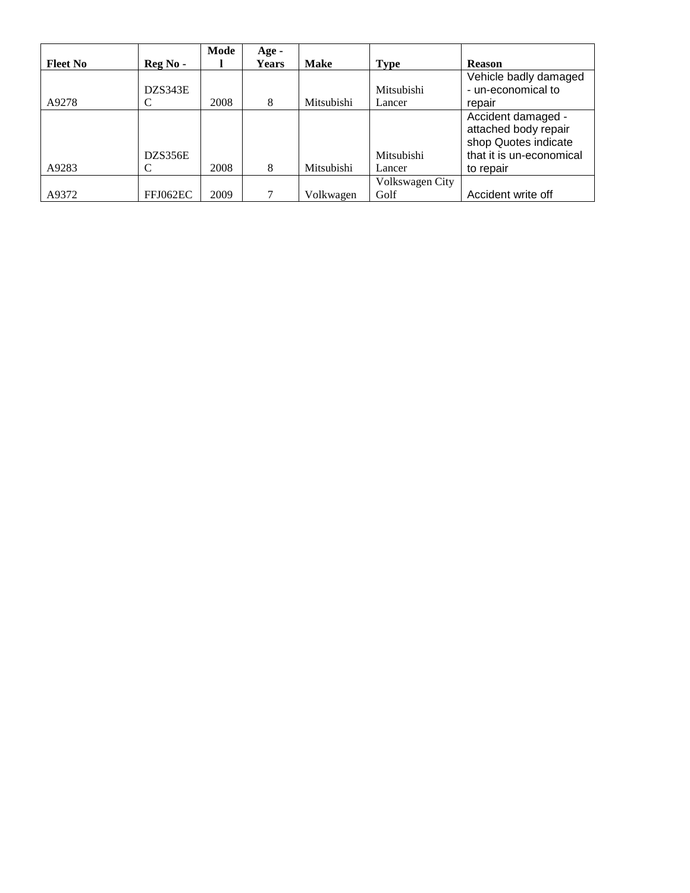| Fleet No | Reg No - | Model | Age - Years | Make | Type | Reason |
|---|---|---|---|---|---|---|
| A9278 | DZS343EC | 2008 | 8 | Mitsubishi | Mitsubishi Lancer | Vehicle badly damaged - un-economical to repair |
| A9283 | DZS356EC | 2008 | 8 | Mitsubishi | Mitsubishi Lancer | Accident damaged - attached body repair shop Quotes indicate that it is un-economical to repair |
| A9372 | FFJ062EC | 2009 | 7 | Volkwagen | Volkswagen City Golf | Accident write off |